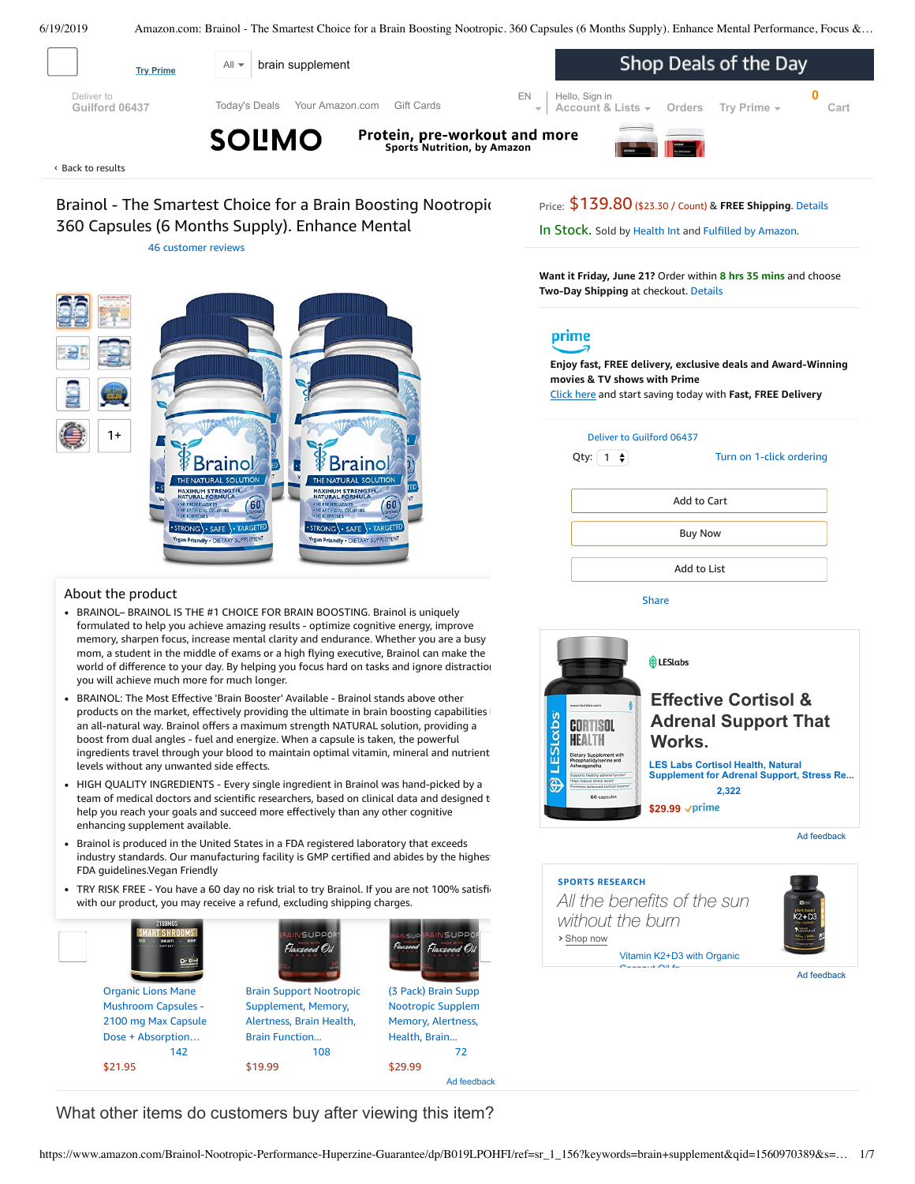Try Prime

All brain supplement

Shop Deals of the Day

Deliver to Guilford 06437

Today's Deals Your Amazon.com Gift Cards

EN Hello, Sign in Account & Lists Orders Try Prime 0 Cart

SOLIMO Protein, pre-workout and more Sports Nutrition, by Amazon

‹ Back to results

# Brainol - The Smartest Choice for a Brain Boosting Nootropic. 360 Capsules (6 Months Supply). Enhance Mental

46 customer reviews

Price: $139.80 ($23.30 / Count) & **FREE Shipping**. Details

In Stock. Sold by Health Int and Fulfilled by Amazon.

**Want it Friday, June 21?** Order within **8 hrs 35 mins** and choose **Two-Day Shipping** at checkout. Details

prime

**Enjoy fast, FREE delivery, exclusive deals and Award-Winning movies & TV shows with Prime**

Click here and start saving today with **Fast, FREE Delivery**

Deliver to Guilford 06437

Qty: 1 Turn on 1-click ordering

Add to Cart

Buy Now

Add to List

Share

## About the product

- BRAINOL– BRAINOL IS THE #1 CHOICE FOR BRAIN BOOSTING. Brainol is uniquely formulated to help you achieve amazing results - optimize cognitive energy, improve memory, sharpen focus, increase mental clarity and endurance. Whether you are a busy mom, a student in the middle of exams or a high flying executive, Brainol can make the world of difference to your day. By helping you focus hard on tasks and ignore distractio you will achieve much more for much longer.
- BRAINOL: The Most Effective 'Brain Booster' Available - Brainol stands above other products on the market, effectively providing the ultimate in brain boosting capabilities an all-natural way. Brainol offers a maximum strength NATURAL solution, providing a boost from dual angles - fuel and energize. When a capsule is taken, the powerful ingredients travel through your blood to maintain optimal vitamin, mineral and nutrient levels without any unwanted side effects.
- HIGH QUALITY INGREDIENTS - Every single ingredient in Brainol was hand-picked by a team of medical doctors and scientific researchers, based on clinical data and designed t help you reach your goals and succeed more effectively than any other cognitive enhancing supplement available.
- Brainol is produced in the United States in a FDA registered laboratory that exceeds industry standards. Our manufacturing facility is GMP certified and abides by the highes FDA guidelines.Vegan Friendly
- TRY RISK FREE - You have a 60 day no risk trial to try Brainol. If you are not 100% satisfi with our product, you may receive a refund, excluding shipping charges.

LESlabs

**Effective Cortisol & Adrenal Support That Works.**

LES Labs Cortisol Health, Natural Supplement for Adrenal Support, Stress Re...

2,322

$29.99 prime

Ad feedback

SPORTS RESEARCH

*All the benefits of the sun without the burn*

› Shop now

Vitamin K2+D3 with Organic Coconut Oil fo...

Ad feedback

Organic Lions Mane Mushroom Capsules - 2100 mg Max Capsule Dose + Absorption... 142 $21.95

Brain Support Nootropic Supplement, Memory, Alertness, Brain Health, Brain Function... 108 $19.99

(3 Pack) Brain Supp Nootropic Supplem Memory, Alertness, Health, Brain... 72 $29.99

Ad feedback

## What other items do customers buy after viewing this item?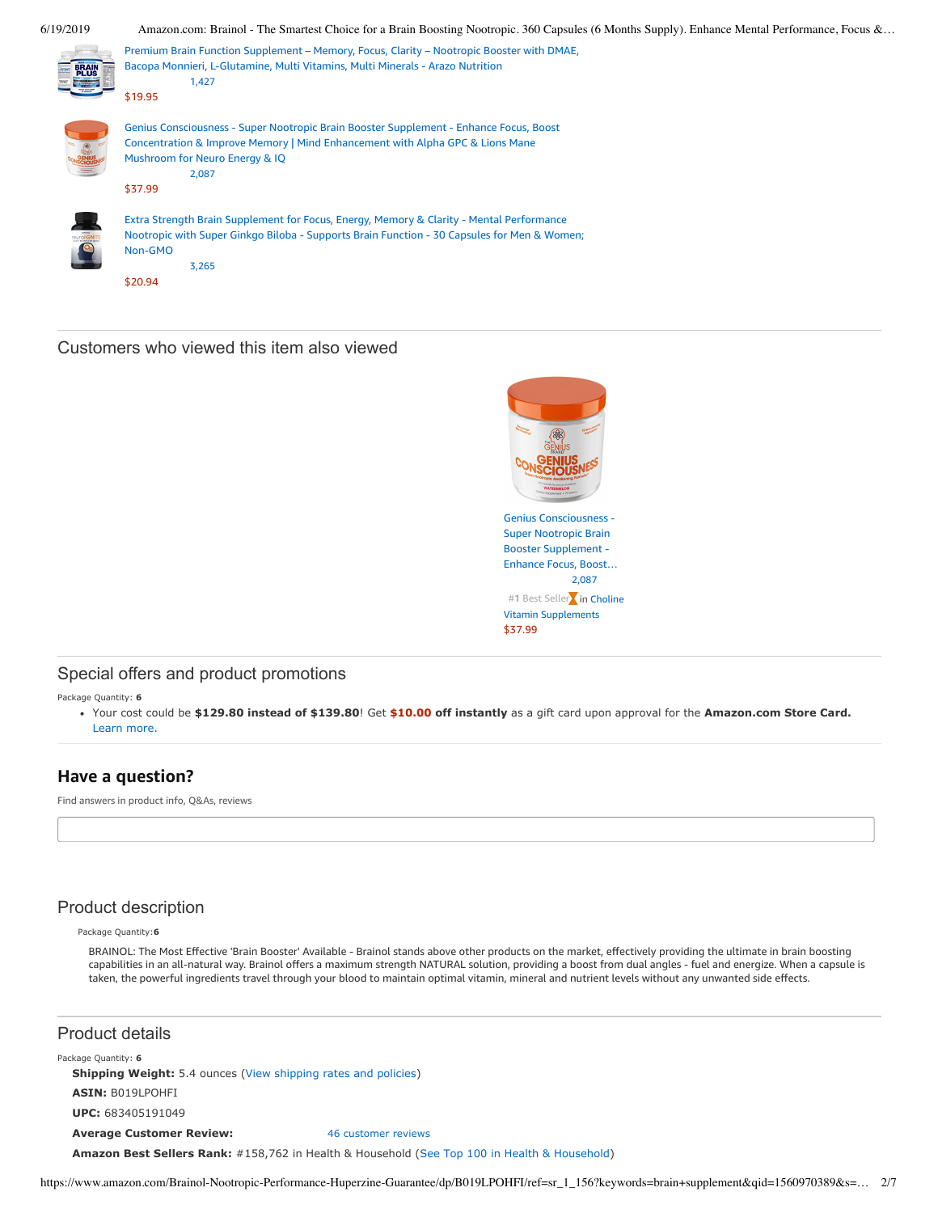Premium Brain Function Supplement – Memory, Focus, Clarity – Nootropic Booster with DMAE, Bacopa Monnieri, L-Glutamine, Multi Vitamins, Multi Minerals - Arazo Nutrition
1,427
$19.95

Genius Consciousness - Super Nootropic Brain Booster Supplement - Enhance Focus, Boost Concentration & Improve Memory | Mind Enhancement with Alpha GPC & Lions Mane Mushroom for Neuro Energy & IQ
2,087
$37.99

Extra Strength Brain Supplement for Focus, Energy, Memory & Clarity - Mental Performance Nootropic with Super Ginkgo Biloba - Supports Brain Function - 30 Capsules for Men & Women; Non-GMO
3,265
$20.94

## Customers who viewed this item also viewed

Genius Consciousness - Super Nootropic Brain Booster Supplement - Enhance Focus, Boost…
2,087
#1 Best Seller in Choline Vitamin Supplements
$37.99

## Special offers and product promotions

Package Quantity: **6**

- Your cost could be **$129.80 instead of $139.80**! Get **$10.00 off instantly** as a gift card upon approval for the **Amazon.com Store Card.** Learn more.

## Have a question?

Find answers in product info, Q&As, reviews

## Product description

Package Quantity: **6**

BRAINOL: The Most Effective 'Brain Booster' Available - Brainol stands above other products on the market, effectively providing the ultimate in brain boosting capabilities in an all-natural way. Brainol offers a maximum strength NATURAL solution, providing a boost from dual angles - fuel and energize. When a capsule is taken, the powerful ingredients travel through your blood to maintain optimal vitamin, mineral and nutrient levels without any unwanted side effects.

## Product details

Package Quantity: **6**

**Shipping Weight:** 5.4 ounces (View shipping rates and policies)

**ASIN:** B019LPOHFI

**UPC:** 683405191049

**Average Customer Review:** 46 customer reviews

**Amazon Best Sellers Rank:** #158,762 in Health & Household (See Top 100 in Health & Household)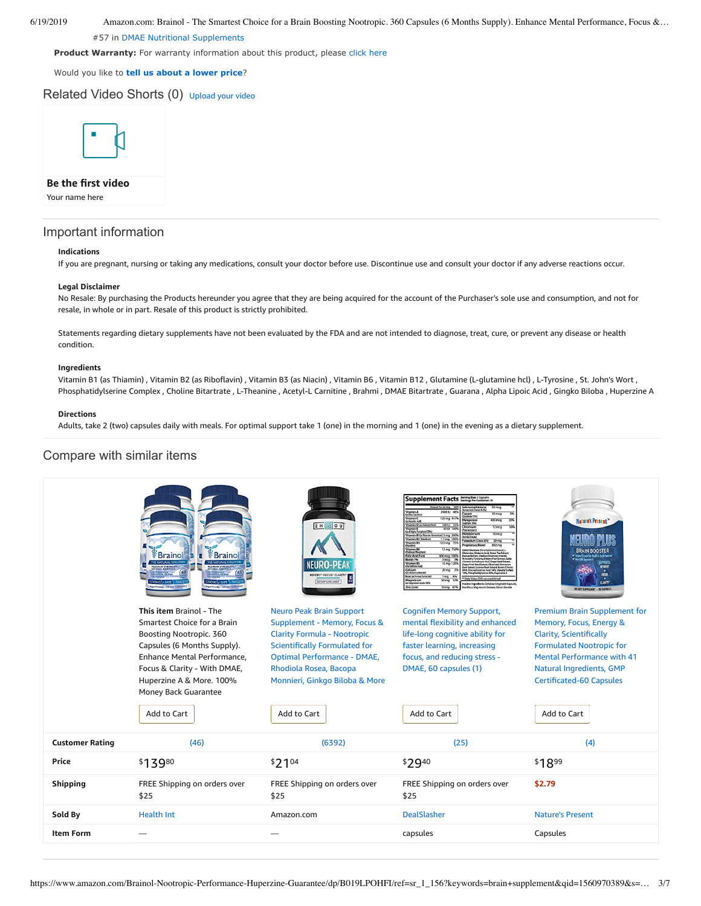#57 in DMAE Nutritional Supplements

**Product Warranty:** For warranty information about this product, please click here

Would you like to **tell us about a lower price**?

## Related Video Shorts (0)

Upload your video

**Be the first video**

Your name here

## Important information

### Indications

If you are pregnant, nursing or taking any medications, consult your doctor before use. Discontinue use and consult your doctor if any adverse reactions occur.

### Legal Disclaimer

No Resale: By purchasing the Products hereunder you agree that they are being acquired for the account of the Purchaser's sole use and consumption, and not for resale, in whole or in part. Resale of this product is strictly prohibited.

Statements regarding dietary supplements have not been evaluated by the FDA and are not intended to diagnose, treat, cure, or prevent any disease or health condition.

### Ingredients

Vitamin B1 (as Thiamin) , Vitamin B2 (as Riboflavin) , Vitamin B3 (as Niacin) , Vitamin B6 , Vitamin B12 , Glutamine (L-glutamine hcl) , L-Tyrosine , St. John's Wort , Phosphatidylserine Complex , Choline Bitartrate , L-Theanine , Acetyl-L Carnitine , Brahmi , DMAE Bitartrate , Guarana , Alpha Lipoic Acid , Gingko Biloba , Huperzine A

### Directions

Adults, take 2 (two) capsules daily with meals. For optimal support take 1 (one) in the morning and 1 (one) in the evening as a dietary supplement.

## Compare with similar items

| | **This item** Brainol - The Smartest Choice for a Brain Boosting Nootropic. 360 Capsules (6 Months Supply). Enhance Mental Performance, Focus & Clarity - With DMAE, Huperzine A & More. 100% Money Back Guarantee | Neuro Peak Brain Support Supplement - Memory, Focus & Clarity Formula - Nootropic Scientifically Formulated for Optimal Performance - DMAE, Rhodiola Rosea, Bacopa Monnieri, Ginkgo Biloba & More | Cognifen Memory Support, mental flexibility and enhanced life-long cognitive ability for faster learning, increasing focus, and reducing stress - DMAE, 60 capsules (1) | Premium Brain Supplement for Memory, Focus, Energy & Clarity, Scientifically Formulated Nootropic for Mental Performance with 41 Natural Ingredients, GMP Certificated-60 Capsules |
|---|---|---|---|---|
| | Add to Cart | Add to Cart | Add to Cart | Add to Cart |
| **Customer Rating** | (46) | (6392) | (25) | (4) |
| **Price** | $139.80 | $21.04 | $29.40 | $18.99 |
| **Shipping** | FREE Shipping on orders over $25 | FREE Shipping on orders over $25 | FREE Shipping on orders over $25 | $2.79 |
| **Sold By** | Health Int | Amazon.com | DealSlasher | Nature's Present |
| **Item Form** | — | — | capsules | Capsules |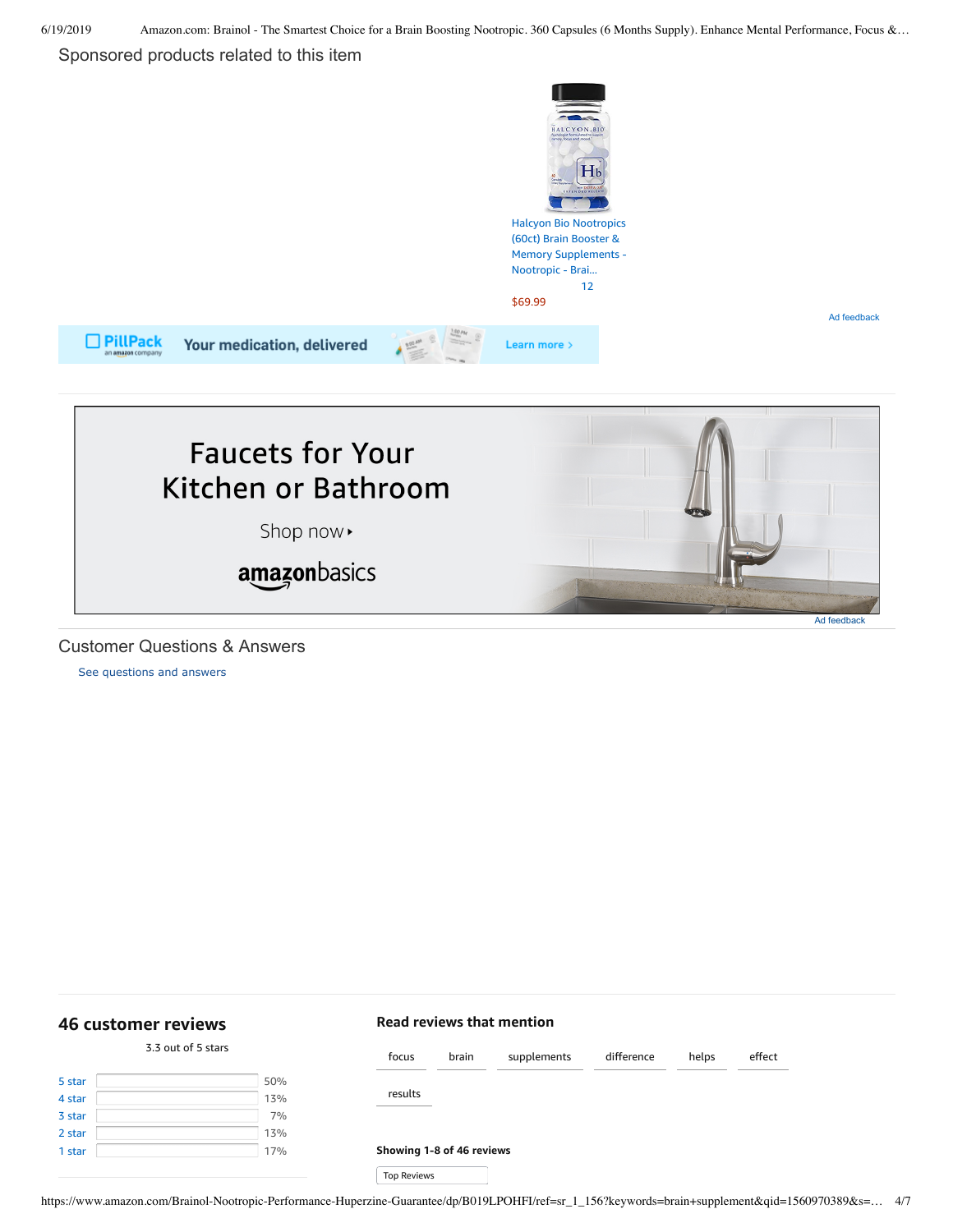Sponsored products related to this item

Halcyon Bio Nootropics (60ct) Brain Booster & Memory Supplements - Nootropic - Brai...

12

$69.99

Ad feedback

PillPack an amazon company Your medication, delivered Learn more ›

Faucets for Your Kitchen or Bathroom

Shop now ▸

amazonbasics

Ad feedback

## Customer Questions & Answers

See questions and answers

## 46 customer reviews

3.3 out of 5 stars

| | |
|---|---|
| 5 star | 50% |
| 4 star | 13% |
| 3 star | 7% |
| 2 star | 13% |
| 1 star | 17% |

### Read reviews that mention

focus brain supplements difference helps effect results

**Showing 1-8 of 46 reviews**

Top Reviews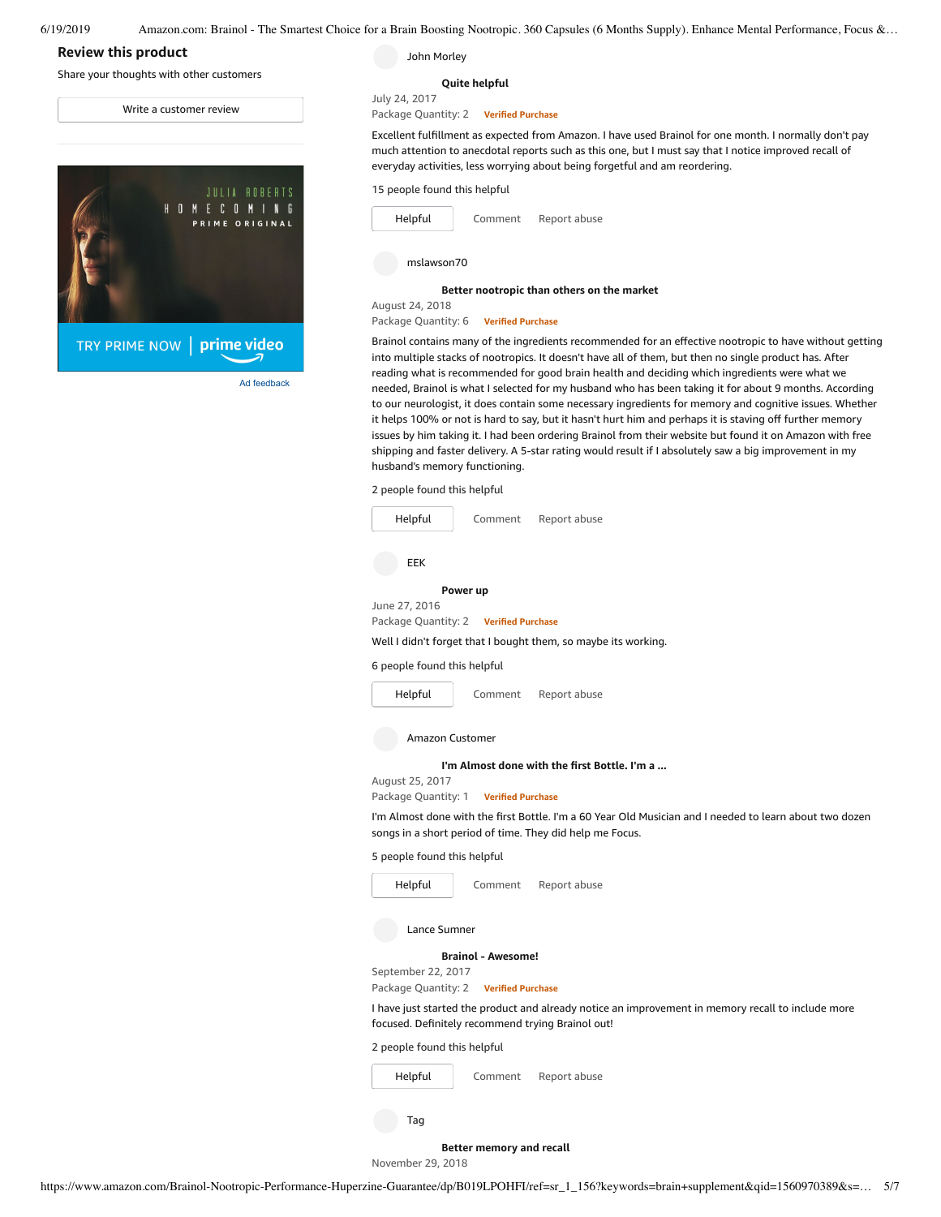## Review this product

Share your thoughts with other customers

Write a customer review

JULIA ROBERTS
HOMECOMING
PRIME ORIGINAL

TRY PRIME NOW | prime video

Ad feedback

John Morley

**Quite helpful**

July 24, 2017

Package Quantity: 2 **Verified Purchase**

Excellent fulfillment as expected from Amazon. I have used Brainol for one month. I normally don't pay much attention to anecdotal reports such as this one, but I must say that I notice improved recall of everyday activities, less worrying about being forgetful and am reordering.

15 people found this helpful

Helpful Comment Report abuse

mslawson70

**Better nootropic than others on the market**

August 24, 2018

Package Quantity: 6 **Verified Purchase**

Brainol contains many of the ingredients recommended for an effective nootropic to have without getting into multiple stacks of nootropics. It doesn't have all of them, but then no single product has. After reading what is recommended for good brain health and deciding which ingredients were what we needed, Brainol is what I selected for my husband who has been taking it for about 9 months. According to our neurologist, it does contain some necessary ingredients for memory and cognitive issues. Whether it helps 100% or not is hard to say, but it hasn't hurt him and perhaps it is staving off further memory issues by him taking it. I had been ordering Brainol from their website but found it on Amazon with free shipping and faster delivery. A 5-star rating would result if I absolutely saw a big improvement in my husband's memory functioning.

2 people found this helpful

Helpful Comment Report abuse

EEK

**Power up**

June 27, 2016

Package Quantity: 2 **Verified Purchase**

Well I didn't forget that I bought them, so maybe its working.

6 people found this helpful

Helpful Comment Report abuse

Amazon Customer

**I'm Almost done with the first Bottle. I'm a ...**

August 25, 2017

Package Quantity: 1 **Verified Purchase**

I'm Almost done with the first Bottle. I'm a 60 Year Old Musician and I needed to learn about two dozen songs in a short period of time. They did help me Focus.

5 people found this helpful

Helpful Comment Report abuse

Lance Sumner

**Brainol - Awesome!**

September 22, 2017

Package Quantity: 2 **Verified Purchase**

I have just started the product and already notice an improvement in memory recall to include more focused. Definitely recommend trying Brainol out!

2 people found this helpful

Helpful Comment Report abuse

Tag

**Better memory and recall**

November 29, 2018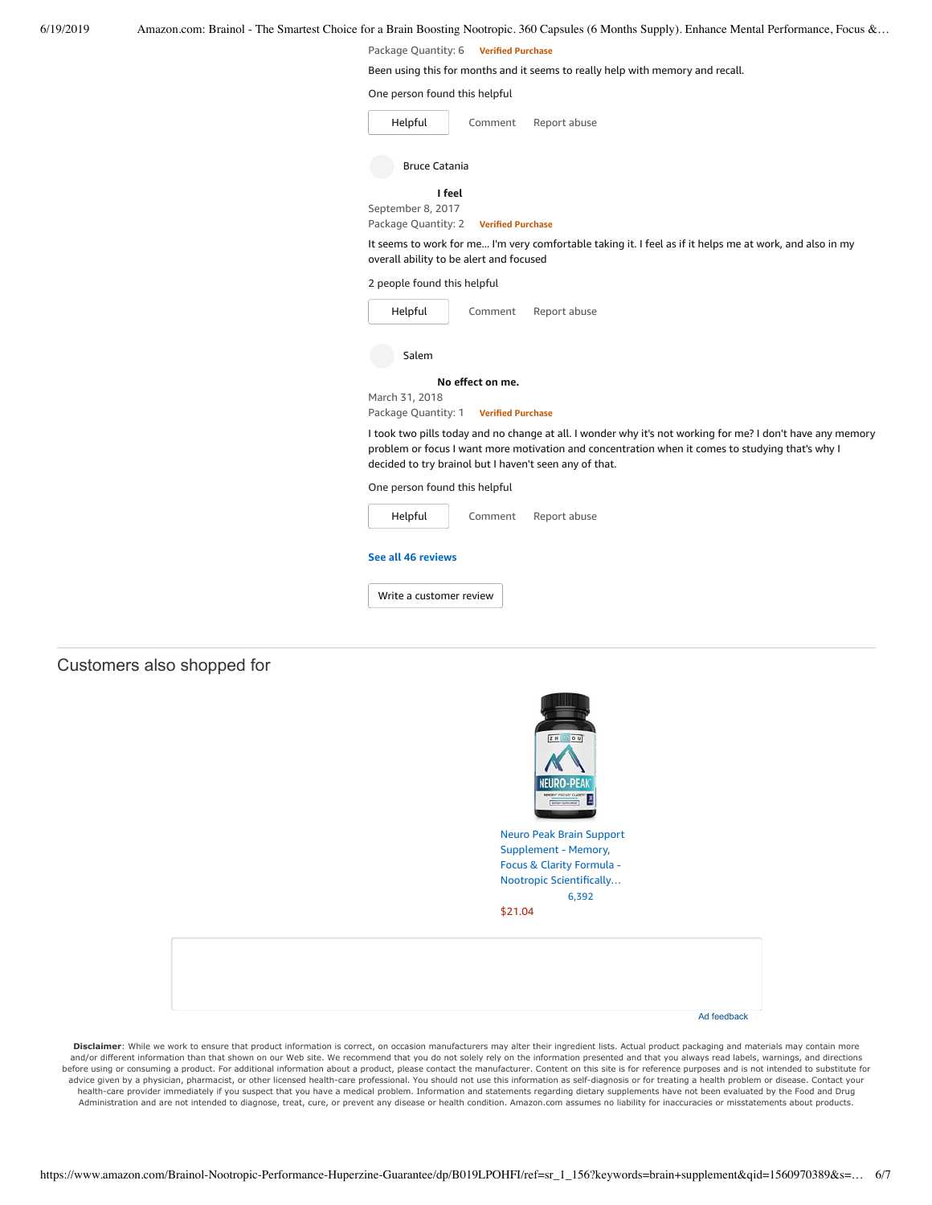Package Quantity: 6 **Verified Purchase**

Been using this for months and it seems to really help with memory and recall.

One person found this helpful

Helpful Comment Report abuse

Bruce Catania

**I feel**

September 8, 2017

Package Quantity: 2 **Verified Purchase**

It seems to work for me... I'm very comfortable taking it. I feel as if it helps me at work, and also in my overall ability to be alert and focused

2 people found this helpful

Helpful Comment Report abuse

Salem

**No effect on me.**

March 31, 2018

Package Quantity: 1 **Verified Purchase**

I took two pills today and no change at all. I wonder why it's not working for me? I don't have any memory problem or focus I want more motivation and concentration when it comes to studying that's why I decided to try brainol but I haven't seen any of that.

One person found this helpful

Helpful Comment Report abuse

**See all 46 reviews**

Write a customer review

## Customers also shopped for

Neuro Peak Brain Support Supplement - Memory, Focus & Clarity Formula - Nootropic Scientifically…

6,392

$21.04

Ad feedback

**Disclaimer**: While we work to ensure that product information is correct, on occasion manufacturers may alter their ingredient lists. Actual product packaging and materials may contain more and/or different information than that shown on our Web site. We recommend that you do not solely rely on the information presented and that you always read labels, warnings, and directions before using or consuming a product. For additional information about a product, please contact the manufacturer. Content on this site is for reference purposes and is not intended to substitute for advice given by a physician, pharmacist, or other licensed health-care professional. You should not use this information as self-diagnosis or for treating a health problem or disease. Contact your health-care provider immediately if you suspect that you have a medical problem. Information and statements regarding dietary supplements have not been evaluated by the Food and Drug Administration and are not intended to diagnose, treat, cure, or prevent any disease or health condition. Amazon.com assumes no liability for inaccuracies or misstatements about products.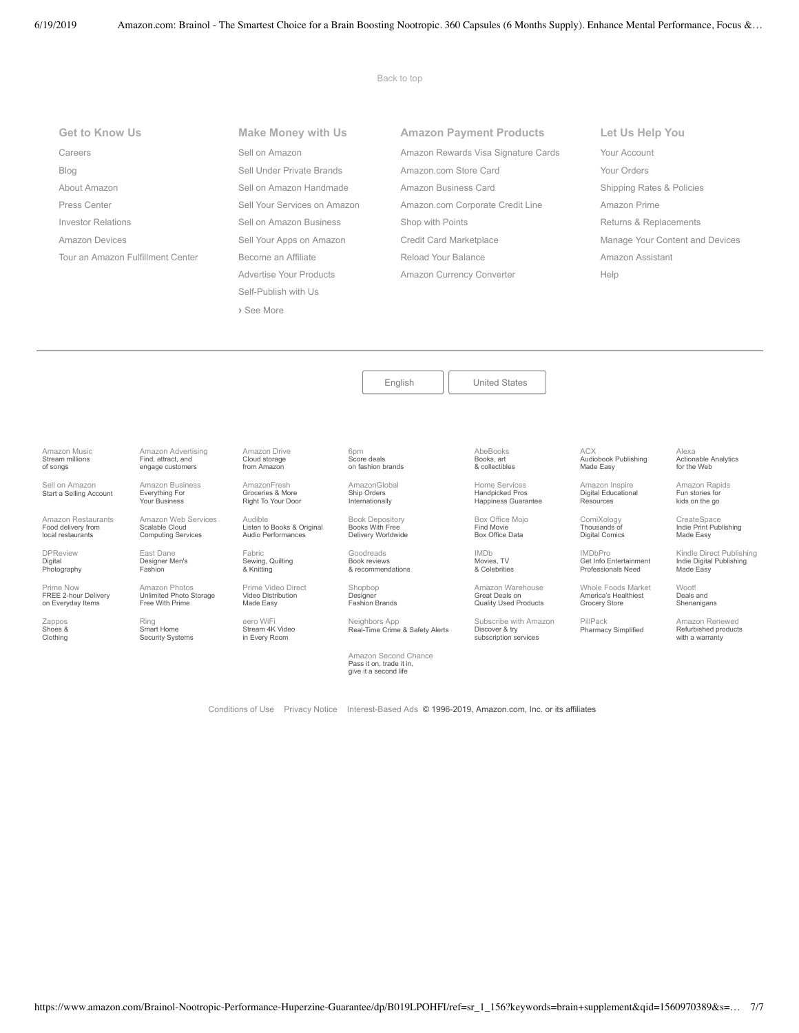Back to top

### Get to Know Us

- Careers
- Blog
- About Amazon
- Press Center
- Investor Relations
- Amazon Devices
- Tour an Amazon Fulfillment Center

### Make Money with Us

- Sell on Amazon
- Sell Under Private Brands
- Sell on Amazon Handmade
- Sell Your Services on Amazon
- Sell on Amazon Business
- Sell Your Apps on Amazon
- Become an Affiliate
- Advertise Your Products
- Self-Publish with Us
- › See More

### Amazon Payment Products

- Amazon Rewards Visa Signature Cards
- Amazon.com Store Card
- Amazon Business Card
- Amazon.com Corporate Credit Line
- Shop with Points
- Credit Card Marketplace
- Reload Your Balance
- Amazon Currency Converter

### Let Us Help You

- Your Account
- Your Orders
- Shipping Rates & Policies
- Amazon Prime
- Returns & Replacements
- Manage Your Content and Devices
- Amazon Assistant
- Help

---

English | United States

| | | | | | | |
|---|---|---|---|---|---|---|
| Amazon Music<br>Stream millions of songs | Amazon Advertising<br>Find, attract, and engage customers | Amazon Drive<br>Cloud storage from Amazon | 6pm<br>Score deals on fashion brands | AbeBooks<br>Books, art & collectibles | ACX<br>Audiobook Publishing Made Easy | Alexa<br>Actionable Analytics for the Web |
| Sell on Amazon<br>Start a Selling Account | Amazon Business<br>Everything For Your Business | AmazonFresh<br>Groceries & More Right To Your Door | AmazonGlobal<br>Ship Orders Internationally | Home Services<br>Handpicked Pros Happiness Guarantee | Amazon Inspire<br>Digital Educational Resources | Amazon Rapids<br>Fun stories for kids on the go |
| Amazon Restaurants<br>Food delivery from local restaurants | Amazon Web Services<br>Scalable Cloud Computing Services | Audible<br>Listen to Books & Original Audio Performances | Book Depository<br>Books With Free Delivery Worldwide | Box Office Mojo<br>Find Movie Box Office Data | ComiXology<br>Thousands of Digital Comics | CreateSpace<br>Indie Print Publishing Made Easy |
| DPReview<br>Digital Photography | East Dane<br>Designer Men's Fashion | Fabric<br>Sewing, Quilting & Knitting | Goodreads<br>Book reviews & recommendations | IMDb<br>Movies, TV & Celebrities | IMDbPro<br>Get Info Entertainment Professionals Need | Kindle Direct Publishing<br>Indie Digital Publishing Made Easy |
| Prime Now<br>FREE 2-hour Delivery on Everyday Items | Amazon Photos<br>Unlimited Photo Storage Free With Prime | Prime Video Direct<br>Video Distribution Made Easy | Shopbop<br>Designer Fashion Brands | Amazon Warehouse<br>Great Deals on Quality Used Products | Whole Foods Market<br>America's Healthiest Grocery Store | Woot!<br>Deals and Shenanigans |
| Zappos<br>Shoes & Clothing | Ring<br>Smart Home Security Systems | eero WiFi<br>Stream 4K Video in Every Room | Neighbors App<br>Real-Time Crime & Safety Alerts | Subscribe with Amazon<br>Discover & try subscription services | PillPack<br>Pharmacy Simplified | Amazon Renewed<br>Refurbished products with a warranty |
| | | | Amazon Second Chance<br>Pass it on, trade it in, give it a second life | | | |

Conditions of Use Privacy Notice Interest-Based Ads © 1996-2019, Amazon.com, Inc. or its affiliates